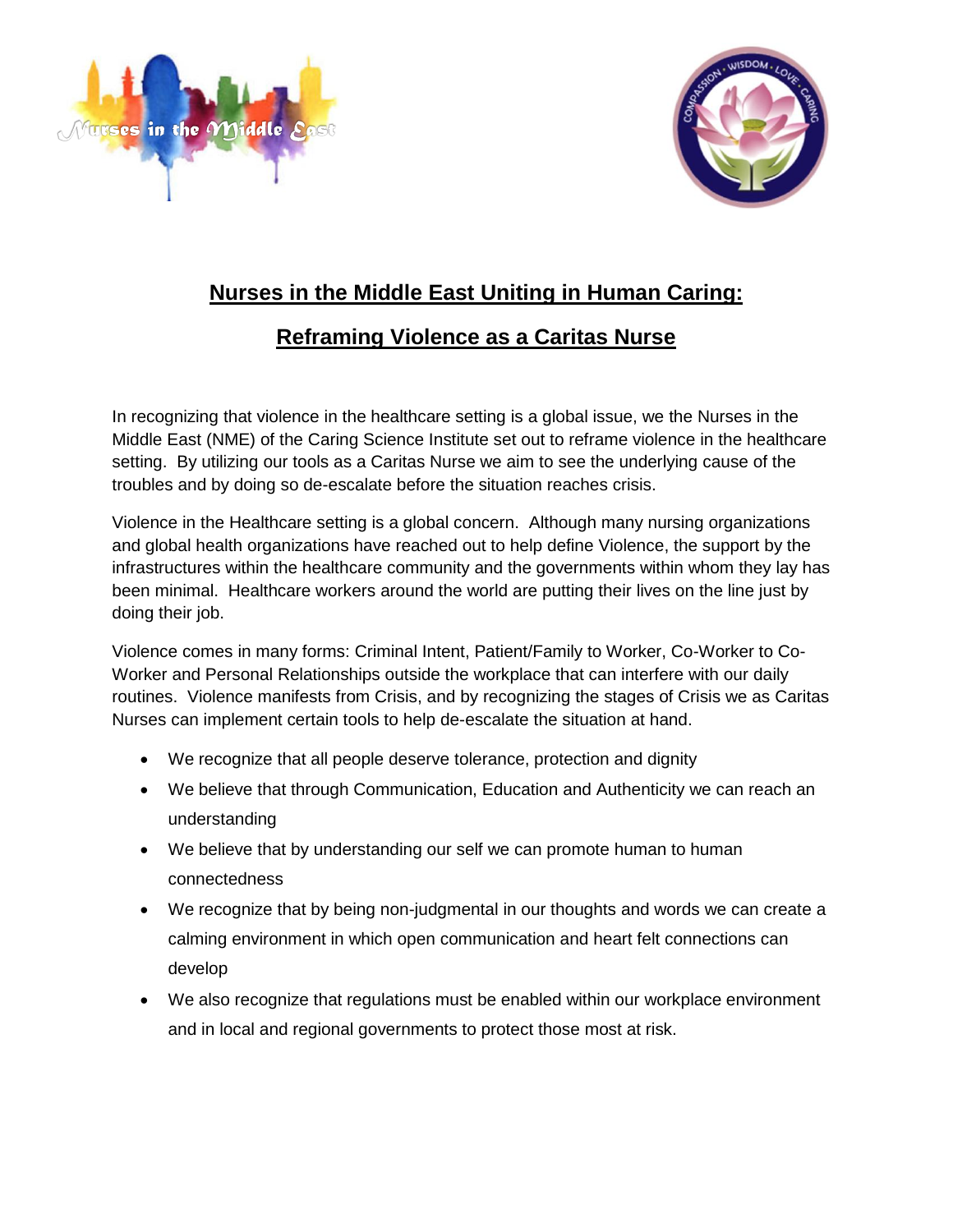# Nurses in the Middle East Uniting in Human Caring:

## Reframing Violence as a Caritas Nurse

In recognizing that violence in the healthcare setting is a global issue, we the Nurses in the Middle East (NME) of the Caring Science Institute set out to reframe violence in the healthcare setting. By utilizing our tools as a Caritas Nurse we aim to see the underlying cause of the troubles and by doing so de-escalate before the situation reaches crisis.

Violence in the Healthcare setting is a global concern. Although many nursing organizations and global health organizations have reached out to help define Violence, the support by the infrastructures within the healthcare community and the governments within whom they lay has been minimal. Healthcare workers around the world are putting their lives on the line just by doing their job.

Violence comes in many forms: Criminal Intent, Patient/Family to Worker, Co-Worker to Co-Worker and Personal Relationships outside the workplace that can interfere with our daily routines. Violence manifests from Crisis, and by recognizing the stages of Crisis we as Caritas Nurses can implement certain tools to help de-escalate the situation at hand.

- We recognize that all people deserve tolerance, protection and dignity
- We believe that through Communication, Education and Authenticity we can reach an understanding
- We believe that by understanding our self we can promote human to human connectedness
- We recognize that by being non-judgmental in our thoughts and words we can create a calming environment in which open communication and heart felt connections can develop
- We also recognize that regulations must be enabled within our workplace environment and in local and regional governments to protect those most at risk.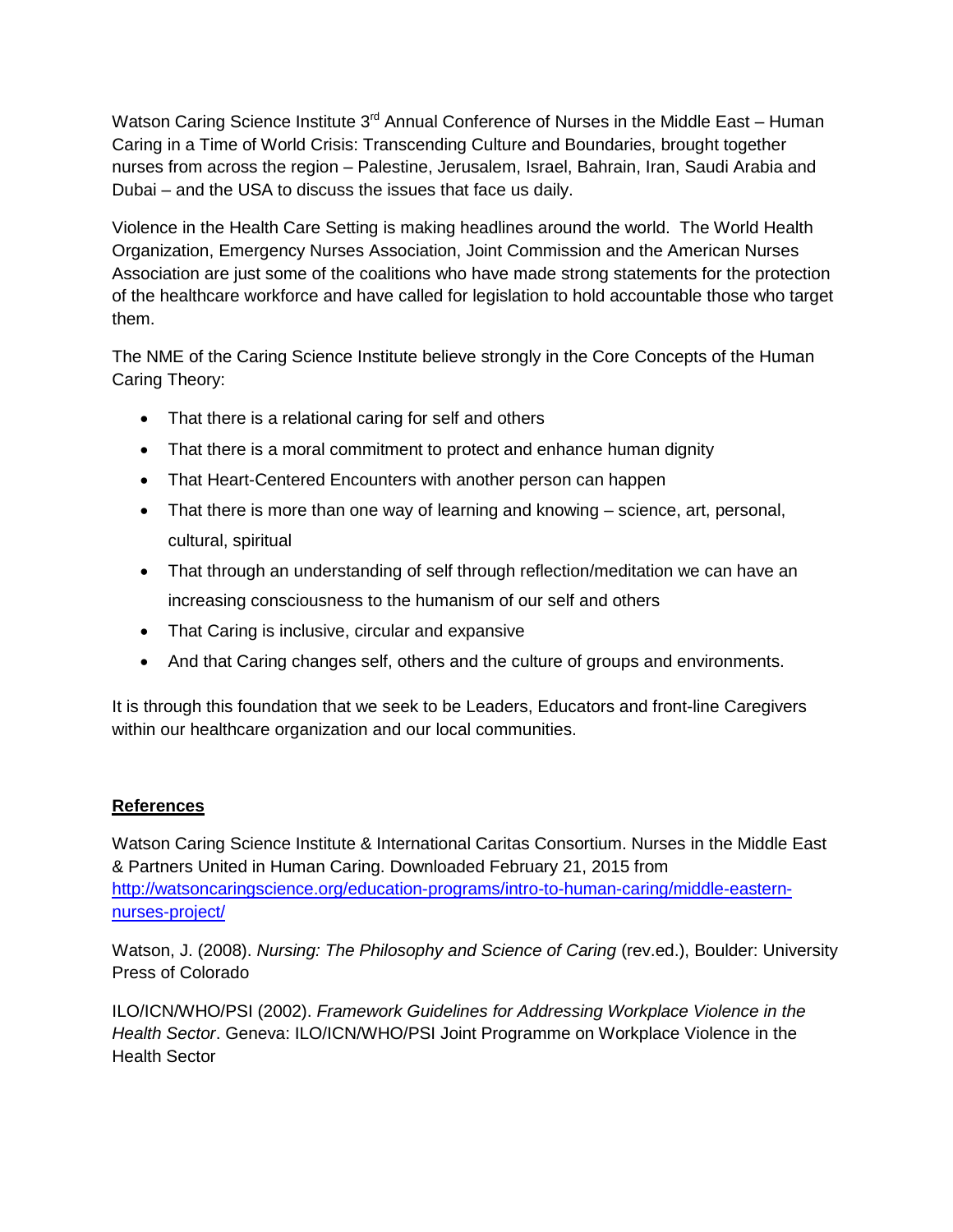Watson Caring Science Institute 3rd Annual Conference of Nurses in the Middle East – Human Caring in a Time of World Crisis: Transcending Culture and Boundaries, brought together nurses from across the region – Palestine, Jerusalem, Israel, Bahrain, Iran, Saudi Arabia and Dubai – and the USA to discuss the issues that face us daily.

Violence in the Health Care Setting is making headlines around the world. The World Health Organization, Emergency Nurses Association, Joint Commission and the American Nurses Association are just some of the coalitions who have made strong statements for the protection of the healthcare workforce and have called for legislation to hold accountable those who target them.

The NME of the Caring Science Institute believe strongly in the Core Concepts of the Human Caring Theory:

- That there is a relational caring for self and others
- That there is a moral commitment to protect and enhance human dignity
- That Heart-Centered Encounters with another person can happen
- That there is more than one way of learning and knowing – science, art, personal, cultural, spiritual
- That through an understanding of self through reflection/meditation we can have an increasing consciousness to the humanism of our self and others
- That Caring is inclusive, circular and expansive
- And that Caring changes self, others and the culture of groups and environments.

It is through this foundation that we seek to be Leaders, Educators and front-line Caregivers within our healthcare organization and our local communities.

**References**

Watson Caring Science Institute & International Caritas Consortium. Nurses in the Middle East & Partners United in Human Caring. Downloaded February 21, 2015 from http://watsoncaringscience.org/education-programs/intro-to-human-caring/middle-eastern-nurses-project/

Watson, J. (2008). *Nursing: The Philosophy and Science of Caring* (rev.ed.), Boulder: University Press of Colorado

ILO/ICN/WHO/PSI (2002). *Framework Guidelines for Addressing Workplace Violence in the Health Sector*. Geneva: ILO/ICN/WHO/PSI Joint Programme on Workplace Violence in the Health Sector